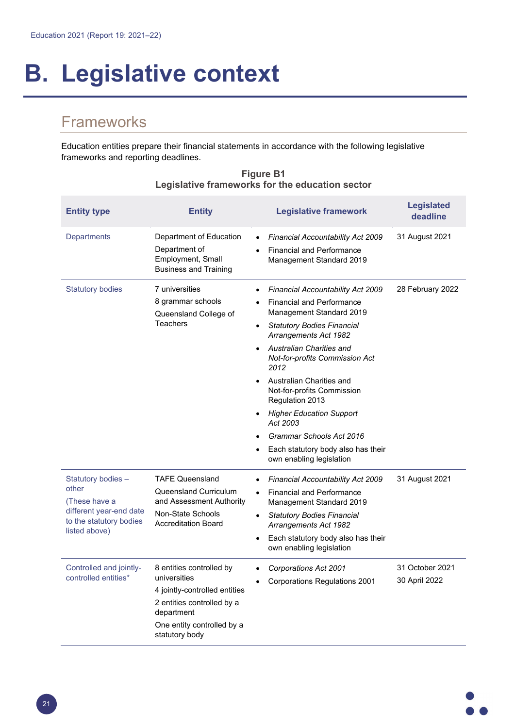# B. Legislative context

## Frameworks

Education entities prepare their financial statements in accordance with the following legislative frameworks and reporting deadlines.

**Figure B1**
**Legislative frameworks for the education sector**

| Entity type | Entity | Legislative framework | Legislated deadline |
|---|---|---|---|
| Departments | Department of Education<br>Department of Employment, Small Business and Training | • *Financial Accountability Act 2009*<br>• Financial and Performance Management Standard 2019 | 31 August 2021 |
| Statutory bodies | 7 universities<br>8 grammar schools<br>Queensland College of Teachers | • *Financial Accountability Act 2009*<br>• Financial and Performance Management Standard 2019<br>• *Statutory Bodies Financial Arrangements Act 1982*<br>• *Australian Charities and Not-for-profits Commission Act 2012*<br>• Australian Charities and Not-for-profits Commission Regulation 2013<br>• *Higher Education Support Act 2003*<br>• *Grammar Schools Act 2016*<br>• Each statutory body also has their own enabling legislation | 28 February 2022 |
| Statutory bodies – other<br>(These have a different year-end date to the statutory bodies listed above) | TAFE Queensland<br>Queensland Curriculum and Assessment Authority<br>Non-State Schools Accreditation Board | • *Financial Accountability Act 2009*<br>• Financial and Performance Management Standard 2019<br>• *Statutory Bodies Financial Arrangements Act 1982*<br>• Each statutory body also has their own enabling legislation | 31 August 2021 |
| Controlled and jointly-controlled entities* | 8 entities controlled by universities<br>4 jointly-controlled entities<br>2 entities controlled by a department<br>One entity controlled by a statutory body | • *Corporations Act 2001*<br>• Corporations Regulations 2001 | 31 October 2021<br>30 April 2022 |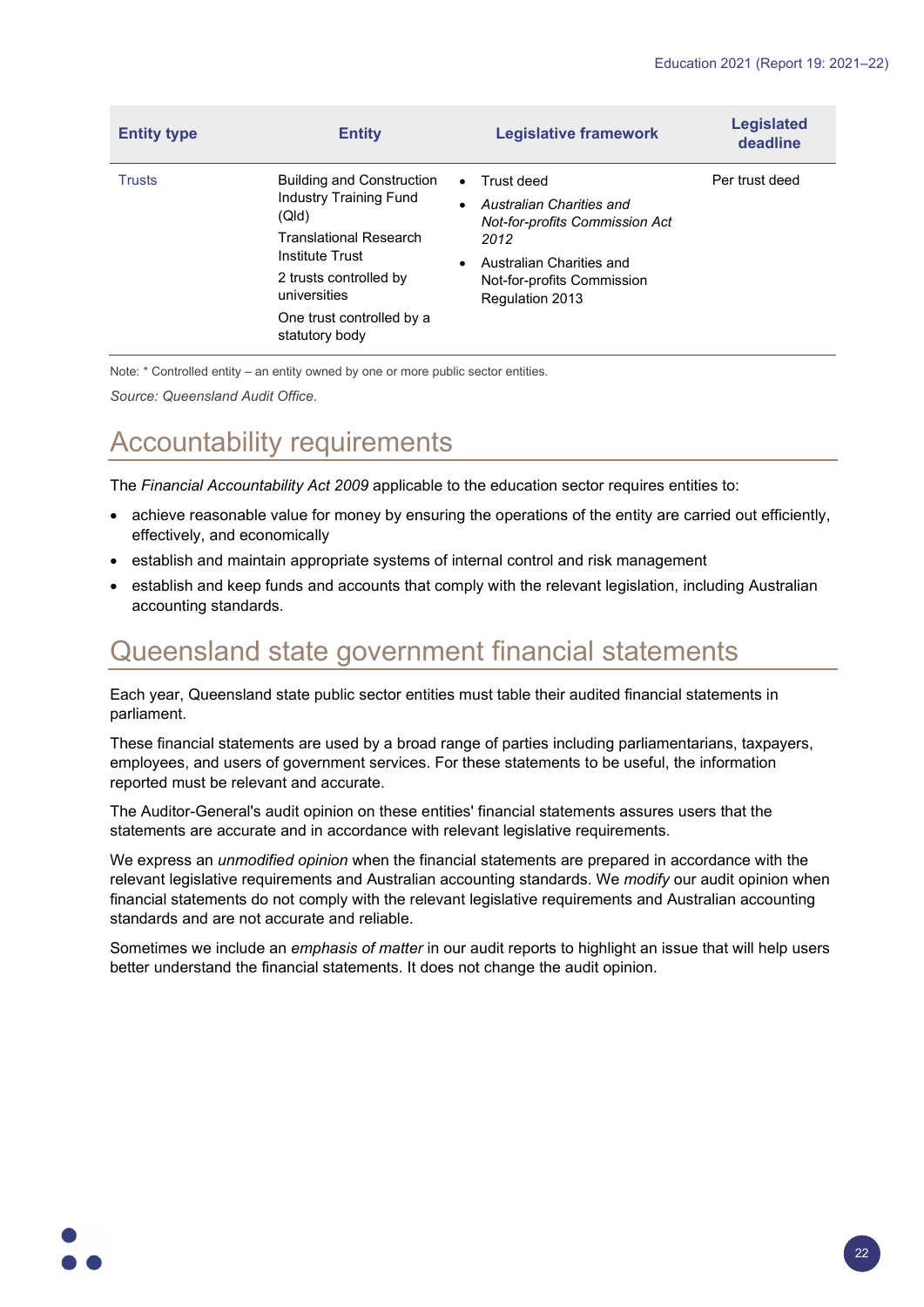| Entity type | Entity | Legislative framework | Legislated deadline |
| --- | --- | --- | --- |
| Trusts | Building and Construction Industry Training Fund (Qld)<br>Translational Research Institute Trust<br>2 trusts controlled by universities<br>One trust controlled by a statutory body | • Trust deed<br>• *Australian Charities and Not-for-profits Commission Act 2012*<br>• Australian Charities and Not-for-profits Commission Regulation 2013 | Per trust deed |

Note: * Controlled entity – an entity owned by one or more public sector entities.

*Source: Queensland Audit Office.*

# Accountability requirements

The *Financial Accountability Act 2009* applicable to the education sector requires entities to:

- achieve reasonable value for money by ensuring the operations of the entity are carried out efficiently, effectively, and economically
- establish and maintain appropriate systems of internal control and risk management
- establish and keep funds and accounts that comply with the relevant legislation, including Australian accounting standards.

# Queensland state government financial statements

Each year, Queensland state public sector entities must table their audited financial statements in parliament.

These financial statements are used by a broad range of parties including parliamentarians, taxpayers, employees, and users of government services. For these statements to be useful, the information reported must be relevant and accurate.

The Auditor-General's audit opinion on these entities' financial statements assures users that the statements are accurate and in accordance with relevant legislative requirements.

We express an *unmodified opinion* when the financial statements are prepared in accordance with the relevant legislative requirements and Australian accounting standards. We *modify* our audit opinion when financial statements do not comply with the relevant legislative requirements and Australian accounting standards and are not accurate and reliable.

Sometimes we include an *emphasis of matter* in our audit reports to highlight an issue that will help users better understand the financial statements. It does not change the audit opinion.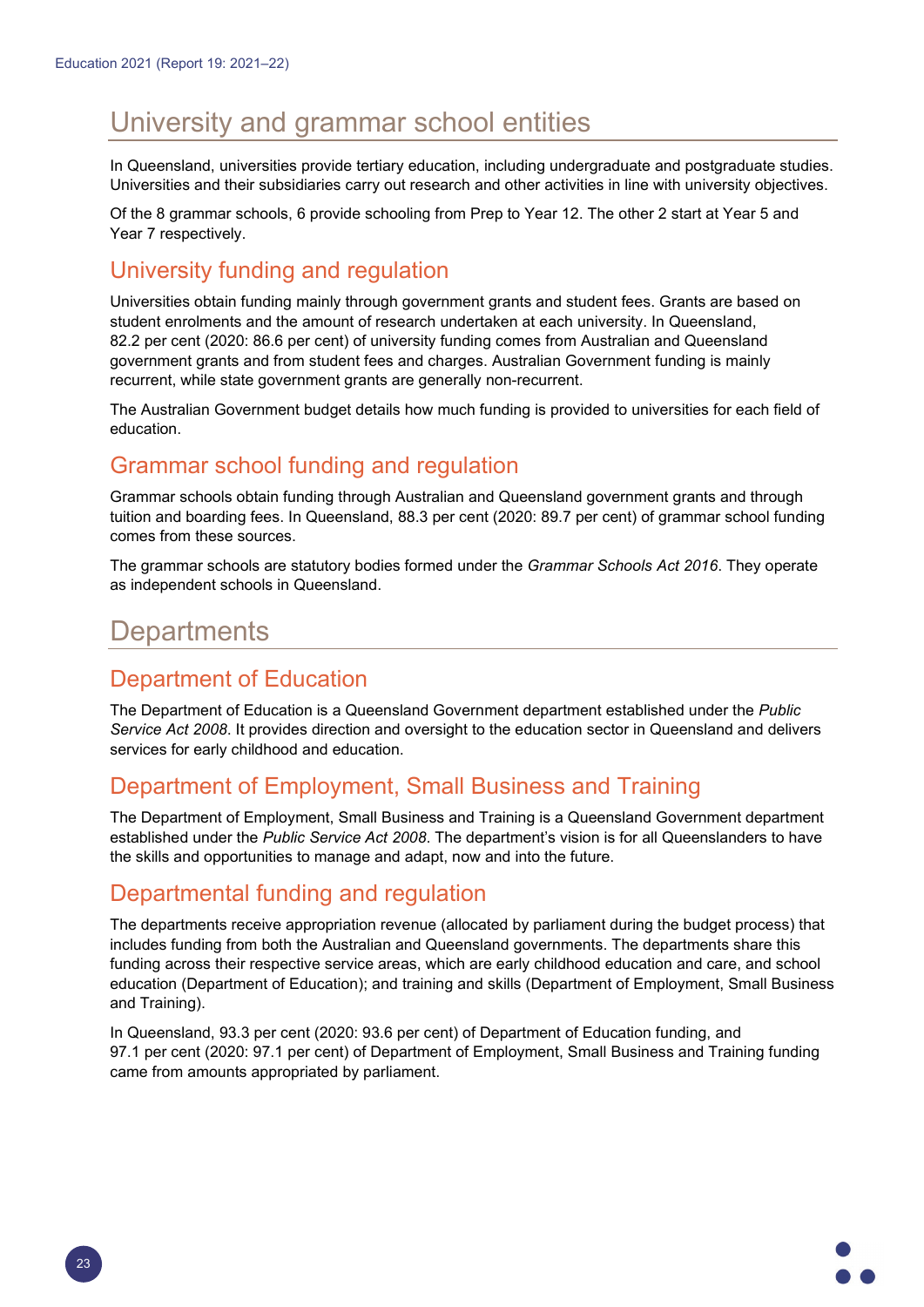# University and grammar school entities

In Queensland, universities provide tertiary education, including undergraduate and postgraduate studies. Universities and their subsidiaries carry out research and other activities in line with university objectives.

Of the 8 grammar schools, 6 provide schooling from Prep to Year 12. The other 2 start at Year 5 and Year 7 respectively.

## University funding and regulation

Universities obtain funding mainly through government grants and student fees. Grants are based on student enrolments and the amount of research undertaken at each university. In Queensland, 82.2 per cent (2020: 86.6 per cent) of university funding comes from Australian and Queensland government grants and from student fees and charges. Australian Government funding is mainly recurrent, while state government grants are generally non-recurrent.

The Australian Government budget details how much funding is provided to universities for each field of education.

## Grammar school funding and regulation

Grammar schools obtain funding through Australian and Queensland government grants and through tuition and boarding fees. In Queensland, 88.3 per cent (2020: 89.7 per cent) of grammar school funding comes from these sources.

The grammar schools are statutory bodies formed under the *Grammar Schools Act 2016*. They operate as independent schools in Queensland.

# Departments

## Department of Education

The Department of Education is a Queensland Government department established under the *Public Service Act 2008*. It provides direction and oversight to the education sector in Queensland and delivers services for early childhood and education.

## Department of Employment, Small Business and Training

The Department of Employment, Small Business and Training is a Queensland Government department established under the *Public Service Act 2008*. The department's vision is for all Queenslanders to have the skills and opportunities to manage and adapt, now and into the future.

## Departmental funding and regulation

The departments receive appropriation revenue (allocated by parliament during the budget process) that includes funding from both the Australian and Queensland governments. The departments share this funding across their respective service areas, which are early childhood education and care, and school education (Department of Education); and training and skills (Department of Employment, Small Business and Training).

In Queensland, 93.3 per cent (2020: 93.6 per cent) of Department of Education funding, and 97.1 per cent (2020: 97.1 per cent) of Department of Employment, Small Business and Training funding came from amounts appropriated by parliament.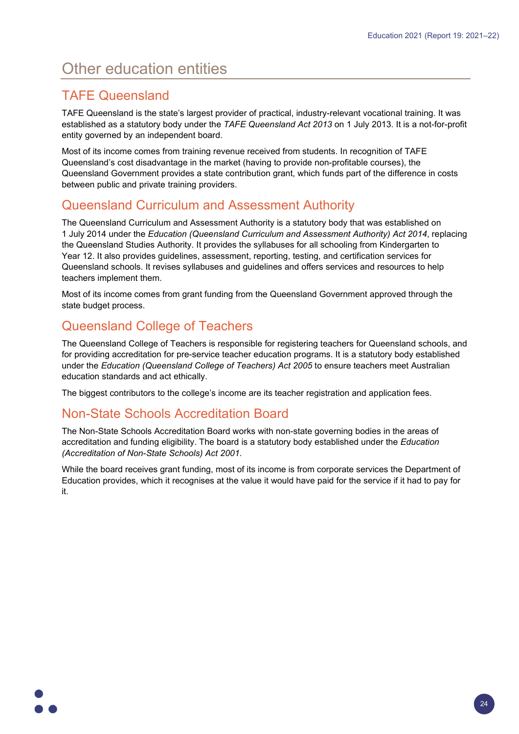# Other education entities

## TAFE Queensland

TAFE Queensland is the state's largest provider of practical, industry-relevant vocational training. It was established as a statutory body under the *TAFE Queensland Act 2013* on 1 July 2013. It is a not-for-profit entity governed by an independent board.

Most of its income comes from training revenue received from students. In recognition of TAFE Queensland's cost disadvantage in the market (having to provide non-profitable courses), the Queensland Government provides a state contribution grant, which funds part of the difference in costs between public and private training providers.

## Queensland Curriculum and Assessment Authority

The Queensland Curriculum and Assessment Authority is a statutory body that was established on 1 July 2014 under the *Education (Queensland Curriculum and Assessment Authority) Act 2014*, replacing the Queensland Studies Authority. It provides the syllabuses for all schooling from Kindergarten to Year 12. It also provides guidelines, assessment, reporting, testing, and certification services for Queensland schools. It revises syllabuses and guidelines and offers services and resources to help teachers implement them.

Most of its income comes from grant funding from the Queensland Government approved through the state budget process.

## Queensland College of Teachers

The Queensland College of Teachers is responsible for registering teachers for Queensland schools, and for providing accreditation for pre-service teacher education programs. It is a statutory body established under the *Education (Queensland College of Teachers) Act 2005* to ensure teachers meet Australian education standards and act ethically.

The biggest contributors to the college's income are its teacher registration and application fees.

## Non-State Schools Accreditation Board

The Non-State Schools Accreditation Board works with non-state governing bodies in the areas of accreditation and funding eligibility. The board is a statutory body established under the *Education (Accreditation of Non-State Schools) Act 2001*.

While the board receives grant funding, most of its income is from corporate services the Department of Education provides, which it recognises at the value it would have paid for the service if it had to pay for it.